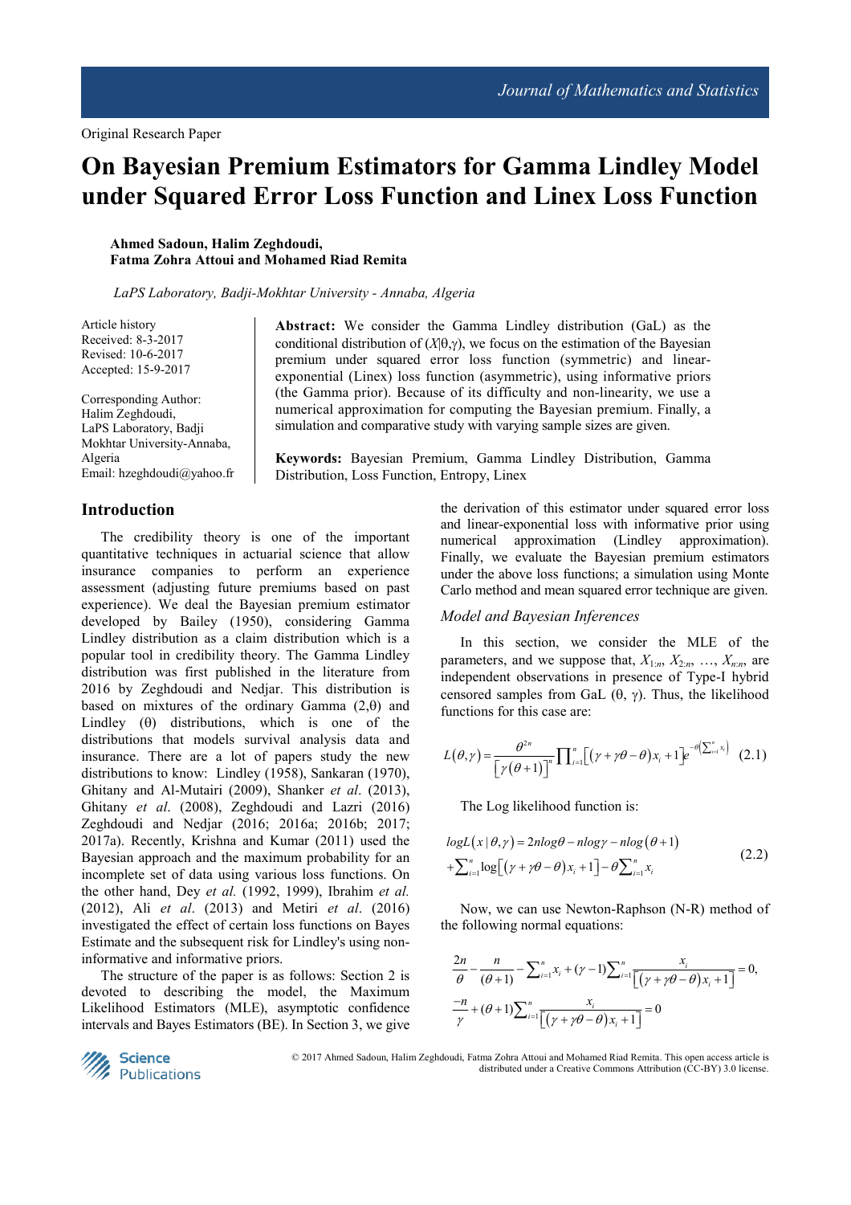Original Research Paper

# On Bayesian Premium Estimators for Gamma Lindley Model under Squared Error Loss Function and Linex Loss Function

**Ahmed Sadoun, Halim Zeghdoudi, Fatma Zohra Attoui and Mohamed Riad Remita**

*LaPS Laboratory, Badji-Mokhtar University - Annaba, Algeria*

Article history
Received: 8-3-2017
Revised: 10-6-2017
Accepted: 15-9-2017

Corresponding Author:
Halim Zeghdoudi,
LaPS Laboratory, Badji Mokhtar University-Annaba, Algeria
Email: hzeghdoudi@yahoo.fr

**Abstract:** We consider the Gamma Lindley distribution (GaL) as the conditional distribution of ($X|\theta,\gamma$), we focus on the estimation of the Bayesian premium under squared error loss function (symmetric) and linear-exponential (Linex) loss function (asymmetric), using informative priors (the Gamma prior). Because of its difficulty and non-linearity, we use a numerical approximation for computing the Bayesian premium. Finally, a simulation and comparative study with varying sample sizes are given.

**Keywords:** Bayesian Premium, Gamma Lindley Distribution, Gamma Distribution, Loss Function, Entropy, Linex

## Introduction

The credibility theory is one of the important quantitative techniques in actuarial science that allow insurance companies to perform an experience assessment (adjusting future premiums based on past experience). We deal the Bayesian premium estimator developed by Bailey (1950), considering Gamma Lindley distribution as a claim distribution which is a popular tool in credibility theory. The Gamma Lindley distribution was first published in the literature from 2016 by Zeghdoudi and Nedjar. This distribution is based on mixtures of the ordinary Gamma (2,θ) and Lindley (θ) distributions, which is one of the distributions that models survival analysis data and insurance. There are a lot of papers study the new distributions to know: Lindley (1958), Sankaran (1970), Ghitany and Al-Mutairi (2009), Shanker *et al*. (2013), Ghitany *et al*. (2008), Zeghdoudi and Lazri (2016) Zeghdoudi and Nedjar (2016; 2016a; 2016b; 2017; 2017a). Recently, Krishna and Kumar (2011) used the Bayesian approach and the maximum probability for an incomplete set of data using various loss functions. On the other hand, Dey *et al.* (1992, 1999), Ibrahim *et al.* (2012), Ali *et al*. (2013) and Metiri *et al*. (2016) investigated the effect of certain loss functions on Bayes Estimate and the subsequent risk for Lindley's using non-informative and informative priors.

The structure of the paper is as follows: Section 2 is devoted to describing the model, the Maximum Likelihood Estimators (MLE), asymptotic confidence intervals and Bayes Estimators (BE). In Section 3, we give the derivation of this estimator under squared error loss and linear-exponential loss with informative prior using numerical approximation (Lindley approximation). Finally, we evaluate the Bayesian premium estimators under the above loss functions; a simulation using Monte Carlo method and mean squared error technique are given.

### Model and Bayesian Inferences

In this section, we consider the MLE of the parameters, and we suppose that, $X_{1:n}, X_{2:n}, \ldots, X_{n:n}$, are independent observations in presence of Type-I hybrid censored samples from GaL ($\theta$, $\gamma$). Thus, the likelihood functions for this case are:

$$L(\theta,\gamma) = \frac{\theta^{2n}}{\left[\gamma(\theta+1)\right]^{n}} \prod_{i=1}^{n} \left[(\gamma+\gamma\theta-\theta)x_i+1\right] e^{-\theta\left(\sum_{i=1}^{n} x_i\right)} \quad (2.1)$$

The Log likelihood function is:

$$\log L(x\,|\,\theta,\gamma) = 2n\log\theta - n\log\gamma - n\log(\theta+1) + \sum_{i=1}^{n}\log\left[(\gamma+\gamma\theta-\theta)x_i+1\right] - \theta\sum_{i=1}^{n} x_i \quad (2.2)$$

Now, we can use Newton-Raphson (N-R) method of the following normal equations:

$$\frac{2n}{\theta} - \frac{n}{(\theta+1)} - \sum_{i=1}^{n} x_i + (\gamma-1)\sum_{i=1}^{n} \frac{x_i}{\left[(\gamma+\gamma\theta-\theta)x_i+1\right]} = 0,$$

$$\frac{-n}{\gamma} + (\theta+1)\sum_{i=1}^{n} \frac{x_i}{\left[(\gamma+\gamma\theta-\theta)x_i+1\right]} = 0$$

© 2017 Ahmed Sadoun, Halim Zeghdoudi, Fatma Zohra Attoui and Mohamed Riad Remita. This open access article is distributed under a Creative Commons Attribution (CC-BY) 3.0 license.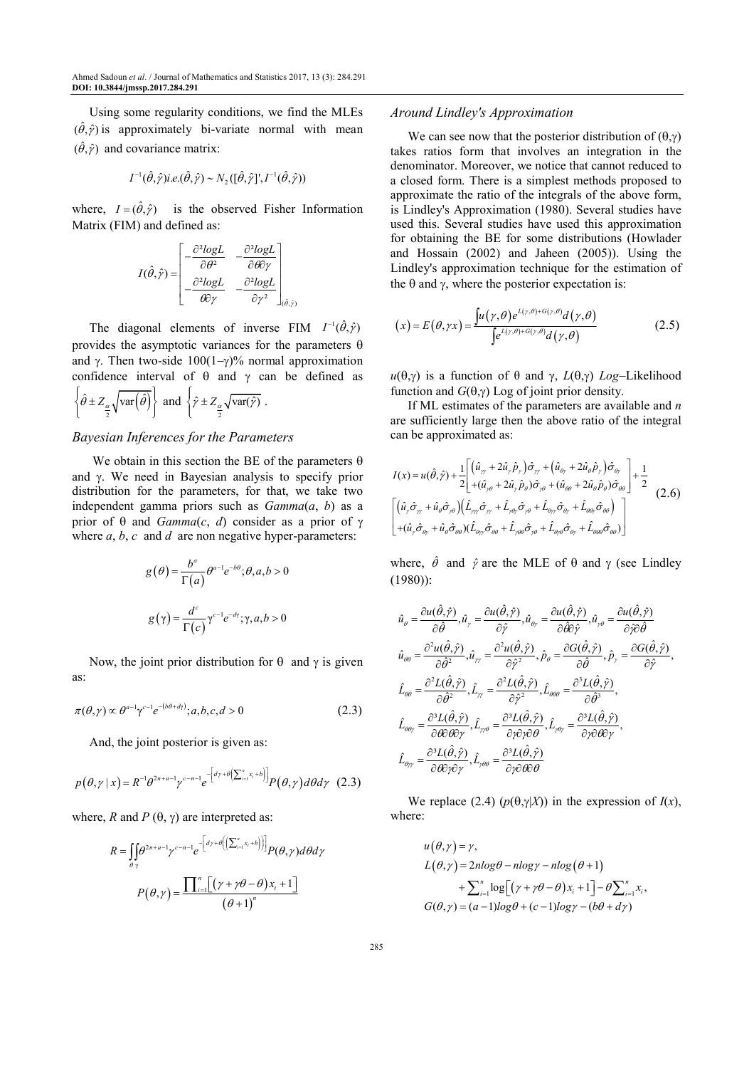Using some regularity conditions, we find the MLEs $(\hat{\theta},\hat{\gamma})$ is approximately bi-variate normal with mean $(\hat{\theta},\hat{\gamma})$ and covariance matrix:

$$I^{-1}(\hat{\theta},\hat{\gamma}) i.e. (\hat{\theta},\hat{\gamma}) \sim N_2([\hat{\theta},\hat{\gamma}]', I^{-1}(\hat{\theta},\hat{\gamma}))$$

where, $I = (\hat{\theta},\hat{\gamma})$ is the observed Fisher Information Matrix (FIM) and defined as:

$$I(\hat{\theta},\hat{\gamma}) = \begin{bmatrix} -\frac{\partial^2 logL}{\partial\theta^2} & -\frac{\partial^2 logL}{\partial\theta\partial\gamma} \\ -\frac{\partial^2 logL}{\theta\partial\gamma} & -\frac{\partial^2 logL}{\partial\gamma^2} \end{bmatrix}_{(\hat{\theta},\hat{\gamma})}$$

The diagonal elements of inverse FIM $I^{-1}(\hat{\theta},\hat{\gamma})$ provides the asymptotic variances for the parameters θ and γ. Then two-side $100(1-\gamma)\%$ normal approximation confidence interval of θ and γ can be defined as $\left\{\hat{\theta} \pm Z_{\frac{\alpha}{2}}\sqrt{\text{var}(\hat{\theta})}\right\}$ and $\left\{\hat{\gamma} \pm Z_{\frac{\alpha}{2}}\sqrt{\text{var}(\hat{\gamma})}\right\}$.

## *Bayesian Inferences for the Parameters*

We obtain in this section the BE of the parameters θ and γ. We need in Bayesian analysis to specify prior distribution for the parameters, for that, we take two independent gamma priors such as *Gamma*($a$, $b$) as a prior of θ and *Gamma*($c$, $d$) consider as a prior of γ where $a$, $b$, $c$ and $d$ are non negative hyper-parameters:

$$g(\theta) = \frac{b^a}{\Gamma(a)}\theta^{a-1}e^{-b\theta}; \theta, a, b > 0$$

$$g(\gamma) = \frac{d^c}{\Gamma(c)}\gamma^{c-1}e^{-d\gamma}; \gamma, a, b > 0$$

Now, the joint prior distribution for θ and γ is given as:

$$\pi(\theta,\gamma) \propto \theta^{a-1}\gamma^{c-1}e^{-(b\theta+d\gamma)}; a,b,c,d > 0 \tag{2.3}$$

And, the joint posterior is given as:

$$p(\theta,\gamma \mid x) = R^{-1}\theta^{2n+a-1}\gamma^{c-n-1}e^{-\left[d\gamma+\theta\left(\sum_{i=1}^{n}x_i+b\right)\right]}P(\theta,\gamma)d\theta d\gamma \tag{2.3}$$

where, $R$ and $P(\theta, \gamma)$ are interpreted as:

$$R = \iint_{\theta\,\gamma} \theta^{2n+a-1}\gamma^{c-n-1}e^{-\left[d\gamma+\theta\left(\left(\sum_{i=1}^{n}x_i+b\right)\right)\right]}P(\theta,\gamma)d\theta d\gamma$$

$$P(\theta,\gamma) = \frac{\prod_{i=1}^{n}\left[(\gamma+\gamma\theta-\theta)x_i+1\right]}{(\theta+1)^n}$$

## *Around Lindley's Approximation*

We can see now that the posterior distribution of (θ,γ) takes ratios form that involves an integration in the denominator. Moreover, we notice that cannot reduced to a closed form. There is a simplest methods proposed to approximate the ratio of the integrals of the above form, is Lindley's Approximation (1980). Several studies have used this. Several studies have used this approximation for obtaining the BE for some distributions (Howlader and Hossain (2002) and Jaheen (2005)). Using the Lindley's approximation technique for the estimation of the θ and γ, where the posterior expectation is:

$$(x) = E(\theta,\gamma x) = \frac{\int u(\gamma,\theta)e^{L(\gamma,\theta)+G(\gamma,\theta)}d(\gamma,\theta)}{\int e^{L(\gamma,\theta)+G(\gamma,\theta)}d(\gamma,\theta)} \tag{2.5}$$

$u(\theta,\gamma)$ is a function of θ and γ, $L(\theta,\gamma)$ *Log*–Likelihood function and $G(\theta,\gamma)$ Log of joint prior density.

If ML estimates of the parameters are available and $n$ are sufficiently large then the above ratio of the integral can be approximated as:

$$\begin{aligned} I(x) = u(\hat{\theta},\hat{\gamma}) &+ \frac{1}{2}\left[\begin{array}{l}(\hat{u}_{\gamma\gamma}+2\hat{u}_{\gamma}\hat{p}_{\gamma})\hat{\sigma}_{\gamma\gamma}+(\hat{u}_{\theta\gamma}+2\hat{u}_{\theta}\hat{p}_{\gamma})\hat{\sigma}_{\theta\gamma} \\ +(\hat{u}_{\gamma\theta}+2\hat{u}_{\gamma}\hat{p}_{\theta})\hat{\sigma}_{\gamma\theta}+(\hat{u}_{\theta\theta}+2\hat{u}_{\theta}\hat{p}_{\theta})\hat{\sigma}_{\theta\theta}\end{array}\right]+\frac{1}{2} \\ &\left[\begin{array}{l}(\hat{u}_{\gamma}\hat{\sigma}_{\gamma\gamma}+\hat{u}_{\theta}\hat{\sigma}_{\gamma\theta})(\hat{L}_{\gamma\gamma\gamma}\hat{\sigma}_{\gamma\gamma}+\hat{L}_{\gamma\theta\gamma}\hat{\sigma}_{\gamma\theta}+\hat{L}_{\theta\gamma\gamma}\hat{\sigma}_{\theta\gamma}+\hat{L}_{\theta\theta\gamma}\hat{\sigma}_{\theta\theta}) \\ +(\hat{u}_{\gamma}\hat{\sigma}_{\theta\gamma}+\hat{u}_{\theta}\hat{\sigma}_{\theta\theta})(\hat{L}_{\theta\gamma\gamma}\hat{\sigma}_{\theta\theta}+\hat{L}_{\gamma\theta\theta}\hat{\sigma}_{\gamma\theta}+\hat{L}_{\theta\gamma\theta}\hat{\sigma}_{\theta\gamma}+\hat{L}_{\theta\theta\theta}\hat{\sigma}_{\theta\theta})\end{array}\right] \end{aligned} \tag{2.6}$$

where, $\hat{\theta}$ and $\hat{\gamma}$ are the MLE of θ and γ (see Lindley (1980)):

$$\hat{u}_{\theta} = \frac{\partial u(\hat{\theta},\hat{\gamma})}{\partial\hat{\theta}}, \hat{u}_{\gamma} = \frac{\partial u(\hat{\theta},\hat{\gamma})}{\partial\hat{\gamma}}, \hat{u}_{\theta\gamma} = \frac{\partial u(\hat{\theta},\hat{\gamma})}{\partial\hat{\theta}\partial\hat{\gamma}}, \hat{u}_{\gamma\theta} = \frac{\partial u(\hat{\theta},\hat{\gamma})}{\partial\hat{\gamma}\partial\hat{\theta}}$$

$$\hat{u}_{\theta\theta} = \frac{\partial^2 u(\hat{\theta},\hat{\gamma})}{\partial\hat{\theta}^2}, \hat{u}_{\gamma\gamma} = \frac{\partial^2 u(\hat{\theta},\hat{\gamma})}{\partial\hat{\gamma}^2}, \hat{p}_{\theta} = \frac{\partial G(\hat{\theta},\hat{\gamma})}{\partial\hat{\theta}}, \hat{p}_{\gamma} = \frac{\partial G(\hat{\theta},\hat{\gamma})}{\partial\hat{\gamma}},$$

$$\hat{L}_{\theta\theta} = \frac{\partial^2 L(\hat{\theta},\hat{\gamma})}{\partial\hat{\theta}^2}, \hat{L}_{\gamma\gamma} = \frac{\partial^2 L(\hat{\theta},\hat{\gamma})}{\partial\hat{\gamma}^2}, \hat{L}_{\theta\theta\theta} = \frac{\partial^3 L(\hat{\theta},\hat{\gamma})}{\partial\hat{\theta}^3},$$

$$\hat{L}_{\theta\theta\gamma} = \frac{\partial^3 L(\hat{\theta},\hat{\gamma})}{\partial\theta\partial\theta\partial\gamma}, \hat{L}_{\gamma\gamma\theta} = \frac{\partial^3 L(\hat{\theta},\hat{\gamma})}{\partial\gamma\partial\gamma\partial\theta}, \hat{L}_{\gamma\theta\gamma} = \frac{\partial^3 L(\hat{\theta},\hat{\gamma})}{\partial\gamma\partial\theta\partial\gamma},$$

$$\hat{L}_{\theta\gamma\gamma} = \frac{\partial^3 L(\hat{\theta},\hat{\gamma})}{\partial\theta\partial\gamma\partial\gamma}, \hat{L}_{\gamma\theta\theta} = \frac{\partial^3 L(\hat{\theta},\hat{\gamma})}{\partial\gamma\partial\theta\partial\theta}$$

We replace (2.4) ($p(\theta,\gamma|X)$) in the expression of $I(x)$, where:

$$\begin{aligned} u(\theta,\gamma) &= \gamma, \\ L(\theta,\gamma) &= 2n log\theta - n log\gamma - n log(\theta+1) \\ &\quad + \sum_{i=1}^{n}\log\left[(\gamma+\gamma\theta-\theta)x_i+1\right] - \theta\sum_{i=1}^{n}x_i, \\ G(\theta,\gamma) &= (a-1)log\theta + (c-1)log\gamma - (b\theta + d\gamma) \end{aligned}$$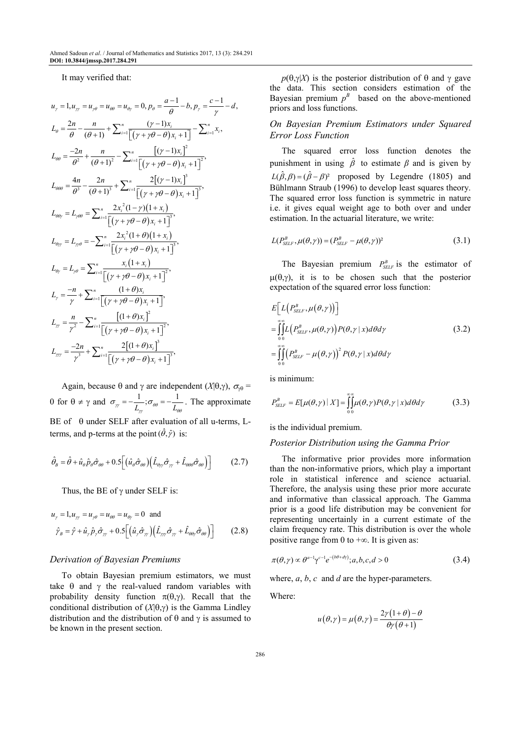It may verified that:

$$u_\gamma = 1, u_{\gamma\gamma} = u_{\gamma\theta} = u_{\theta\theta} = u_{\theta\gamma} = 0, p_\theta = \frac{a-1}{\theta} - b, p_\gamma = \frac{c-1}{\gamma} - d,$$

$$L_\theta = \frac{2n}{\theta} - \frac{n}{(\theta+1)} + \sum_{i=1}^{n} \frac{(\gamma-1)x_i}{\left[(\gamma+\gamma\theta-\theta)x_i+1\right]} - \sum_{i=1}^{n} x_i,$$

$$L_{\theta\theta} = \frac{-2n}{\theta^2} + \frac{n}{(\theta+1)^2} - \sum_{i=1}^{n} \frac{\left[(\gamma-1)x_i\right]^2}{\left[(\gamma+\gamma\theta-\theta)x_i+1\right]^2},$$

$$L_{\theta\theta\theta} = \frac{4n}{\theta^3} - \frac{2n}{(\theta+1)^3} + \sum_{i=1}^{n} \frac{2\left[(\gamma-1)x_i\right]^3}{\left[(\gamma+\gamma\theta-\theta)x_i+1\right]^3},$$

$$L_{\theta\theta\gamma} = L_{\gamma\theta\theta} = \sum_{i=1}^{n} \frac{2x_i^2(1-\gamma)(1+x_i)}{\left[(\gamma+\gamma\theta-\theta)x_i+1\right]^3},$$

$$L_{\theta\gamma\gamma} = L_{\gamma\gamma\theta} = -\sum_{i=1}^{n} \frac{2x_i^2(1+\theta)(1+x_i)}{\left[(\gamma+\gamma\theta-\theta)x_i+1\right]^3},$$

$$L_{\theta\gamma} = L_{\gamma\theta} = \sum_{i=1}^{n} \frac{x_i(1+x_i)}{\left[(\gamma+\gamma\theta-\theta)x_i+1\right]^2},$$

$$L_\gamma = \frac{-n}{\gamma} + \sum_{i=1}^{n} \frac{(1+\theta)x_i}{\left[(\gamma+\gamma\theta-\theta)x_i+1\right]},$$

$$L_{\gamma\gamma} = \frac{n}{\gamma^2} - \sum_{i=1}^{n} \frac{\left[(1+\theta)x_i\right]^2}{\left[(\gamma+\gamma\theta-\theta)x_i+1\right]^2},$$

$$L_{\gamma\gamma\gamma} = \frac{-2n}{\gamma^3} + \sum_{i=1}^{n} \frac{2\left[(1+\theta)x_i\right]^3}{\left[(\gamma+\gamma\theta-\theta)x_i+1\right]^3},$$

Again, because θ and γ are independent ($X|\theta,\gamma$), $\sigma_{\gamma\theta} = 0$ for $\theta \neq \gamma$ and $\sigma_{\gamma\gamma} = -\frac{1}{L_{\gamma\gamma}}; \sigma_{\theta\theta} = -\frac{1}{L_{\theta\theta}}$. The approximate BE of θ under SELF after evaluation of all u-terms, L-terms, and p-terms at the point $(\hat{\theta},\hat{\gamma})$ is:

$$\hat{\theta}_B = \hat{\theta} + \hat{u}_\theta \hat{p}_\theta \hat{\sigma}_{\theta\theta} + 0.5\left[\left(\hat{u}_\theta \hat{\sigma}_{\theta\theta}\right)\left(\hat{L}_{\theta\gamma\gamma}\hat{\sigma}_{\gamma\gamma} + \hat{L}_{\theta\theta\theta}\hat{\sigma}_{\theta\theta}\right)\right] \quad (2.7)$$

Thus, the BE of γ under SELF is:

$u_\gamma = 1, u_{\gamma\gamma} = u_{\gamma\theta} = u_{\theta\theta} = u_{\theta\gamma} = 0$ and

$$\hat{\gamma}_B = \hat{\gamma} + \hat{u}_\gamma \hat{p}_\gamma \hat{\sigma}_{\gamma\gamma} + 0.5\left[\left(\hat{u}_\gamma \hat{\sigma}_{\gamma\gamma}\right)\left(\hat{L}_{\gamma\gamma\gamma}\hat{\sigma}_{\gamma\gamma} + \hat{L}_{\theta\theta\gamma}\hat{\sigma}_{\theta\theta}\right)\right] \quad (2.8)$$

### Derivation of Bayesian Premiums

To obtain Bayesian premium estimators, we must take θ and γ the real-valued random variables with probability density function $\pi(\theta,\gamma)$. Recall that the conditional distribution of ($X|\theta,\gamma$) is the Gamma Lindley distribution and the distribution of θ and γ is assumed to be known in the present section.

$p(\theta,\gamma|X)$ is the posterior distribution of θ and γ gave the data. This section considers estimation of the Bayesian premium $p^B$ based on the above-mentioned priors and loss functions.

### On Bayesian Premium Estimators under Squared Error Loss Function

The squared error loss function denotes the punishment in using $\hat{\beta}$ to estimate $\beta$ and is given by $L(\hat{\beta},\beta) = (\hat{\beta}-\beta)^2$ proposed by Legendre (1805) and Bühlmann Straub (1996) to develop least squares theory. The squared error loss function is symmetric in nature i.e. it gives equal weight age to both over and under estimation. In the actuarial literature, we write:

$$L(P^B_{SELF}, \mu(\theta,\gamma)) = (P^B_{SELF} - \mu(\theta,\gamma))^2 \quad (3.1)$$

The Bayesian premium $P^B_{SELF}$ is the estimator of $\mu(\theta,\gamma)$, it is to be chosen such that the posterior expectation of the squared error loss function:

$$\begin{aligned} &E\left[L\left(P^B_{SELF}, \mu(\theta,\gamma)\right)\right] \\ &= \int_0^\infty\int_0^\infty L\left(P^B_{SELF}, \mu(\theta,\gamma)\right) P(\theta,\gamma \mid x)\, d\theta\, d\gamma \\ &= \int_0^\infty\int_0^\infty \left(P^B_{SELF} - \mu(\theta,\gamma)\right)^2 P(\theta,\gamma \mid x)\, d\theta\, d\gamma \end{aligned} \quad (3.2)$$

is minimum:

$$P^B_{SELF} = E[\mu(\theta,\gamma) \mid X] = \int_0^\infty\int_0^\infty \mu(\theta,\gamma) P(\theta,\gamma \mid x)\, d\theta\, d\gamma \quad (3.3)$$

is the individual premium.

### Posterior Distribution using the Gamma Prior

The informative prior provides more information than the non-informative priors, which play a important role in statistical inference and science actuarial. Therefore, the analysis using these prior more accurate and informative than classical approach. The Gamma prior is a good life distribution may be convenient for representing uncertainly in a current estimate of the claim frequency rate. This distribution is over the whole positive range from 0 to +∞. It is given as:

$$\pi(\theta,\gamma) \propto \theta^{a-1}\gamma^{c-1}e^{-(b\theta+d\gamma)}; a,b,c,d > 0 \quad (3.4)$$

where, $a$, $b$, $c$ and $d$ are the hyper-parameters.

Where:

$$u(\theta,\gamma) = \mu(\theta,\gamma) = \frac{2\gamma(1+\theta)-\theta}{\theta\gamma(\theta+1)}$$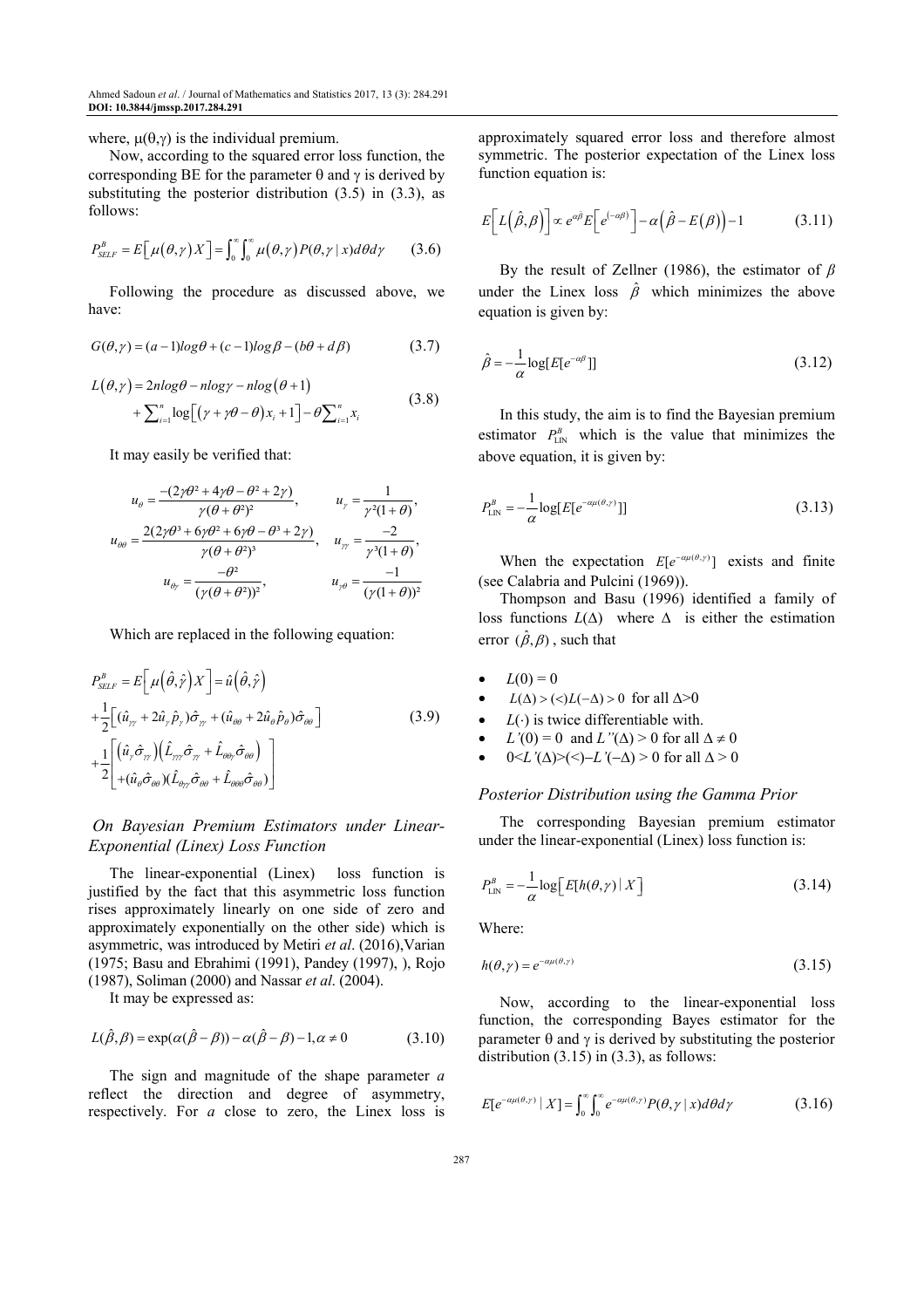where, $\mu(\theta,\gamma)$ is the individual premium.

Now, according to the squared error loss function, the corresponding BE for the parameter $\theta$ and $\gamma$ is derived by substituting the posterior distribution (3.5) in (3.3), as follows:

$$P_{SELF}^{B} = E\left[\mu(\theta,\gamma) X\right] = \int_0^\infty \int_0^\infty \mu(\theta,\gamma) P(\theta,\gamma \mid x) d\theta d\gamma \tag{3.6}$$

Following the procedure as discussed above, we have:

$$G(\theta,\gamma) = (a-1)log\theta + (c-1)log\beta - (b\theta + d\beta) \tag{3.7}$$

$$\begin{aligned} L(\theta,\gamma) &= 2nlog\theta - nlog\gamma - nlog(\theta+1) \\ &+ \sum_{i=1}^{n} \log\left[(\gamma + \gamma\theta - \theta)x_i + 1\right] - \theta\sum_{i=1}^{n} x_i \end{aligned} \tag{3.8}$$

It may easily be verified that:

$$u_\theta = \frac{-(2\gamma\theta^2 + 4\gamma\theta - \theta^2 + 2\gamma)}{\gamma(\theta+\theta^2)^2}, \qquad u_\gamma = \frac{1}{\gamma^2(1+\theta)},$$

$$u_{\theta\theta} = \frac{2(2\gamma\theta^3 + 6\gamma\theta^2 + 6\gamma\theta - \theta^3 + 2\gamma)}{\gamma(\theta+\theta^2)^3}, \quad u_{\gamma\gamma} = \frac{-2}{\gamma^3(1+\theta)},$$

$$u_{\theta\gamma} = \frac{-\theta^2}{(\gamma(\theta+\theta^2))^2}, \qquad u_{\gamma\theta} = \frac{-1}{(\gamma(1+\theta))^2}$$

Which are replaced in the following equation:

$$\begin{aligned} P_{SELF}^{B} &= E\left[\mu(\hat{\theta},\hat{\gamma}) X\right] = \hat{u}(\hat{\theta},\hat{\gamma}) \\ &+ \frac{1}{2}\left[(\hat{u}_{\gamma\gamma} + 2\hat{u}_\gamma \hat{p}_\gamma)\hat{\sigma}_{\gamma\gamma} + (\hat{u}_{\theta\theta} + 2\hat{u}_\theta \hat{p}_\theta)\hat{\sigma}_{\theta\theta}\right] \\ &+ \frac{1}{2}\begin{bmatrix} (\hat{u}_\gamma \hat{\sigma}_{\gamma\gamma})(\hat{L}_{\gamma\gamma\gamma}\hat{\sigma}_{\gamma\gamma} + \hat{L}_{\theta\theta\gamma}\hat{\sigma}_{\theta\theta}) \\ +(\hat{u}_\theta \hat{\sigma}_{\theta\theta})(\hat{L}_{\theta\gamma\gamma}\hat{\sigma}_{\theta\theta} + \hat{L}_{\theta\theta\theta}\hat{\sigma}_{\theta\theta}) \end{bmatrix} \end{aligned} \tag{3.9}$$

### *On Bayesian Premium Estimators under Linear-Exponential (Linex) Loss Function*

The linear-exponential (Linex) loss function is justified by the fact that this asymmetric loss function rises approximately linearly on one side of zero and approximately exponentially on the other side) which is asymmetric, was introduced by Metiri *et al*. (2016),Varian (1975; Basu and Ebrahimi (1991), Pandey (1997), ), Rojo (1987), Soliman (2000) and Nassar *et al.* (2004).

It may be expressed as:

$$L(\hat{\beta},\beta) = \exp(\alpha(\hat{\beta}-\beta)) - \alpha(\hat{\beta}-\beta) - 1, \alpha \neq 0 \tag{3.10}$$

The sign and magnitude of the shape parameter *a* reflect the direction and degree of asymmetry, respectively. For *a* close to zero, the Linex loss is approximately squared error loss and therefore almost symmetric. The posterior expectation of the Linex loss function equation is:

$$E\left[L(\hat{\beta},\beta)\right] \propto e^{\alpha\hat{\beta}} E\left[e^{(-\alpha\beta)}\right] - \alpha\left(\hat{\beta} - E(\beta)\right) - 1 \tag{3.11}$$

By the result of Zellner (1986), the estimator of $\beta$ under the Linex loss $\hat{\beta}$ which minimizes the above equation is given by:

$$\hat{\beta} = -\frac{1}{\alpha}\log[E[e^{-\alpha\beta}]] \tag{3.12}$$

In this study, the aim is to find the Bayesian premium estimator $P_{\text{LIN}}^{B}$ which is the value that minimizes the above equation, it is given by:

$$P_{\text{LIN}}^{B} = -\frac{1}{\alpha}\log[E[e^{-\alpha\mu(\theta,\gamma)}]] \tag{3.13}$$

When the expectation $E[e^{-\alpha\mu(\theta,\gamma)}]$ exists and finite (see Calabria and Pulcini (1969)).

Thompson and Basu (1996) identified a family of loss functions $L(\Delta)$ where $\Delta$ is either the estimation error $(\hat{\beta},\beta)$, such that

- $L(0) = 0$
- $L(\Delta) > (<) L(-\Delta) > 0$ for all $\Delta > 0$
- $L(\cdot)$ is twice differentiable with.
- $L'(0) = 0$ and $L''(\Delta) > 0$ for all $\Delta \neq 0$
- $0 < L'(\Delta) > (<) -L'(-\Delta) > 0$ for all $\Delta > 0$

### *Posterior Distribution using the Gamma Prior*

The corresponding Bayesian premium estimator under the linear-exponential (Linex) loss function is:

$$P_{\text{LIN}}^{B} = -\frac{1}{\alpha}\log\left[E[h(\theta,\gamma) \mid X\right] \tag{3.14}$$

Where:

$$h(\theta,\gamma) = e^{-\alpha\mu(\theta,\gamma)} \tag{3.15}$$

Now, according to the linear-exponential loss function, the corresponding Bayes estimator for the parameter $\theta$ and $\gamma$ is derived by substituting the posterior distribution (3.15) in (3.3), as follows:

$$E[e^{-\alpha\mu(\theta,\gamma)} \mid X] = \int_0^\infty \int_0^\infty e^{-\alpha\mu(\theta,\gamma)} P(\theta,\gamma \mid x) d\theta d\gamma \tag{3.16}$$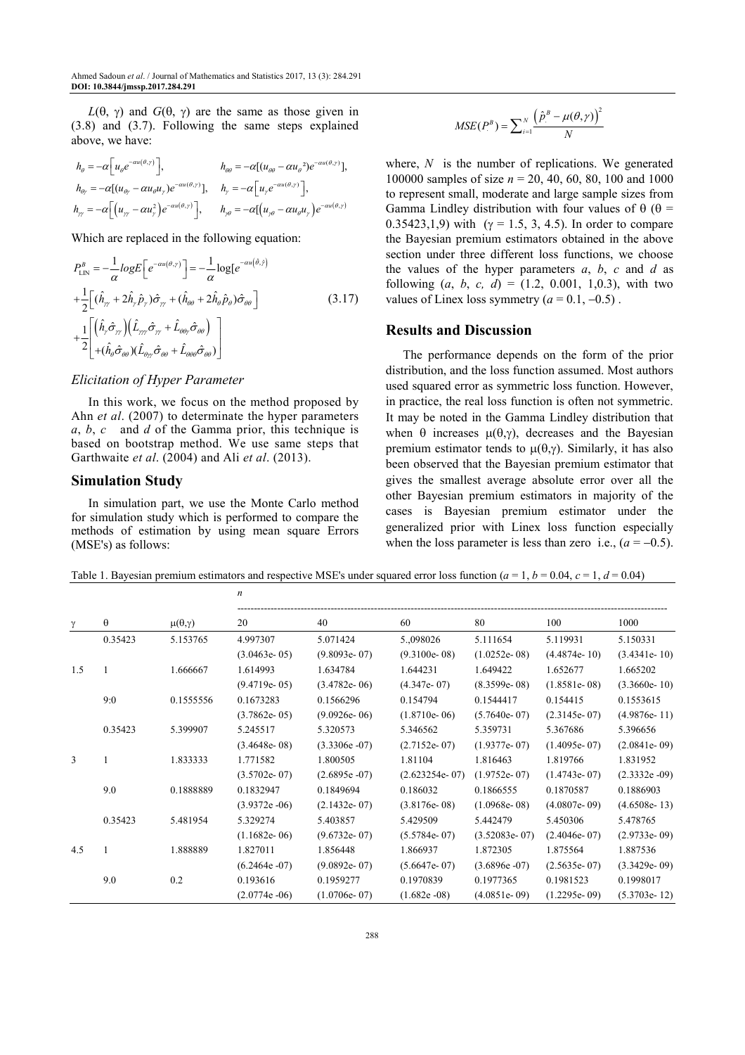$L(\theta, \gamma)$ and $G(\theta, \gamma)$ are the same as those given in (3.8) and (3.7). Following the same steps explained above, we have:

$$h_\theta = -\alpha\left[u_\theta e^{-\alpha u(\theta,\gamma)}\right], \qquad h_{\theta\theta} = -\alpha[(u_{\theta\theta} - \alpha u_\theta{}^2)e^{-\alpha u(\theta,\gamma)}],$$

$$h_{\theta\gamma} = -\alpha[(u_{\theta\gamma} - \alpha u_\theta u_\gamma)e^{-\alpha u(\theta,\gamma)}], \quad h_\gamma = -\alpha\left[u_\gamma e^{-\alpha u(\theta,\gamma)}\right],$$

$$h_{\gamma\gamma} = -\alpha\left[\left(u_{\gamma\gamma} - \alpha u_\gamma^2\right)e^{-\alpha u(\theta,\gamma)}\right], \quad h_{\gamma\theta} = -\alpha\left[\left(u_{\gamma\theta} - \alpha u_\theta u_\gamma\right)e^{-\alpha u(\theta,\gamma)}\right]$$

Which are replaced in the following equation:

$$P^B_{\text{LIN}} = -\frac{1}{\alpha}logE\left[e^{-\alpha u(\theta,\gamma)}\right] = -\frac{1}{\alpha}\log[e^{-\alpha u\left(\hat{\theta},\hat{\gamma}\right)}$$
$$+\frac{1}{2}\left[(\hat{h}_{\gamma\gamma} + 2\hat{h}_\gamma \hat{p}_\gamma)\hat{\sigma}_{\gamma\gamma} + (\hat{h}_{\theta\theta} + 2\hat{h}_\theta \hat{p}_\theta)\hat{\sigma}_{\theta\theta}\right] \tag{3.17}$$
$$+\frac{1}{2}\left[\begin{array}{l}\left(\hat{h}_\gamma \hat{\sigma}_{\gamma\gamma}\right)\left(\hat{L}_{\gamma\gamma\gamma}\hat{\sigma}_{\gamma\gamma} + \hat{L}_{\theta\theta\gamma}\hat{\sigma}_{\theta\theta}\right) \\ +(\hat{h}_\theta \hat{\sigma}_{\theta\theta})(\hat{L}_{\theta\gamma\gamma}\hat{\sigma}_{\theta\theta} + \hat{L}_{\theta\theta\theta}\hat{\sigma}_{\theta\theta})\end{array}\right]$$

### Elicitation of Hyper Parameter

In this work, we focus on the method proposed by Ahn *et al*. (2007) to determinate the hyper parameters *a*, *b*, *c* and *d* of the Gamma prior, this technique is based on bootstrap method. We use same steps that Garthwaite *et al*. (2004) and Ali *et al*. (2013).

## Simulation Study

In simulation part, we use the Monte Carlo method for simulation study which is performed to compare the methods of estimation by using mean square Errors (MSE's) as follows:

$$MSE(P^B_.) = \sum_{i=1}^{N} \frac{\left(\hat{p}^B_. - \mu(\theta,\gamma)\right)^2}{N}$$

where, $N$ is the number of replications. We generated 100000 samples of size $n$ = 20, 40, 60, 80, 100 and 1000 to represent small, moderate and large sample sizes from Gamma Lindley distribution with four values of $\theta$ ($\theta$ = 0.35423,1,9) with ($\gamma$ = 1.5, 3, 4.5). In order to compare the Bayesian premium estimators obtained in the above section under three different loss functions, we choose the values of the hyper parameters *a*, *b*, *c* and *d* as following (*a*, *b*, *c, d*) = (1.2, 0.001, 1,0.3), with two values of Linex loss symmetry ($a$ = 0.1, −0.5) .

## Results and Discussion

The performance depends on the form of the prior distribution, and the loss function assumed. Most authors used squared error as symmetric loss function. However, in practice, the real loss function is often not symmetric. It may be noted in the Gamma Lindley distribution that when $\theta$ increases $\mu(\theta,\gamma)$, decreases and the Bayesian premium estimator tends to $\mu(\theta,\gamma)$. Similarly, it has also been observed that the Bayesian premium estimator that gives the smallest average absolute error over all the other Bayesian premium estimators in majority of the cases is Bayesian premium estimator under the generalized prior with Linex loss function especially when the loss parameter is less than zero i.e., ($a$ = −0.5).

Table 1. Bayesian premium estimators and respective MSE's under squared error loss function ($a$ = 1, $b$ = 0.04, $c$ = 1, $d$ = 0.04)

| | | | $n$ | | | | | |
|---|---|---|---|---|---|---|---|---|
| $\gamma$ | $\theta$ | $\mu(\theta,\gamma)$ | 20 | 40 | 60 | 80 | 100 | 1000 |
| | 0.35423 | 5.153765 | 4.997307 | 5.071424 | 5.,098026 | 5.111654 | 5.119931 | 5.150331 |
| | | | (3.0463e- 05) | (9.8093e- 07) | (9.3100e- 08) | (1.0252e- 08) | (4.4874e- 10) | (3.4341e- 10) |
| 1.5 | 1 | 1.666667 | 1.614993 | 1.634784 | 1.644231 | 1.649422 | 1.652677 | 1.665202 |
| | | | (9.4719e- 05) | (3.4782e- 06) | (4.347e- 07) | (8.3599e- 08) | (1.8581e- 08) | (3.3660e- 10) |
| | 9:0 | 0.1555556 | 0.1673283 | 0.1566296 | 0.154794 | 0.1544417 | 0.154415 | 0.1553615 |
| | | | (3.7862e- 05) | (9.0926e- 06) | (1.8710e- 06) | (5.7640e- 07) | (2.3145e- 07) | (4.9876e- 11) |
| | 0.35423 | 5.399907 | 5.245517 | 5.320573 | 5.346562 | 5.359731 | 5.367686 | 5.396656 |
| | | | (3.4648e- 08) | (3.3306e -07) | (2.7152e- 07) | (1.9377e- 07) | (1.4095e- 07) | (2.0841e- 09) |
| 3 | 1 | 1.833333 | 1.771582 | 1.800505 | 1.81104 | 1.816463 | 1.819766 | 1.831952 |
| | | | (3.5702e- 07) | (2.6895e -07) | (2.623254e- 07) | (1.9752e- 07) | (1.4743e- 07) | (2.3332e -09) |
| | 9.0 | 0.1888889 | 0.1832947 | 0.1849694 | 0.186032 | 0.1866555 | 0.1870587 | 0.1886903 |
| | | | (3.9372e -06) | (2.1432e- 07) | (3.8176e- 08) | (1.0968e- 08) | (4.0807e- 09) | (4.6508e- 13) |
| | 0.35423 | 5.481954 | 5.329274 | 5.403857 | 5.429509 | 5.442479 | 5.450306 | 5.478765 |
| | | | (1.1682e- 06) | (9.6732e- 07) | (5.5784e- 07) | (3.52083e- 07) | (2.4046e- 07) | (2.9733e- 09) |
| 4.5 | 1 | 1.888889 | 1.827011 | 1.856448 | 1.866937 | 1.872305 | 1.875564 | 1.887536 |
| | | | (6.2464e -07) | (9.0892e- 07) | (5.6647e- 07) | (3.6896e -07) | (2.5635e- 07) | (3.3429e- 09) |
| | 9.0 | 0.2 | 0.193616 | 0.1959277 | 0.1970839 | 0.1977365 | 0.1981523 | 0.1998017 |
| | | | (2.0774e -06) | (1.0706e- 07) | (1.682e -08) | (4.0851e- 09) | (1.2295e- 09) | (5.3703e- 12) |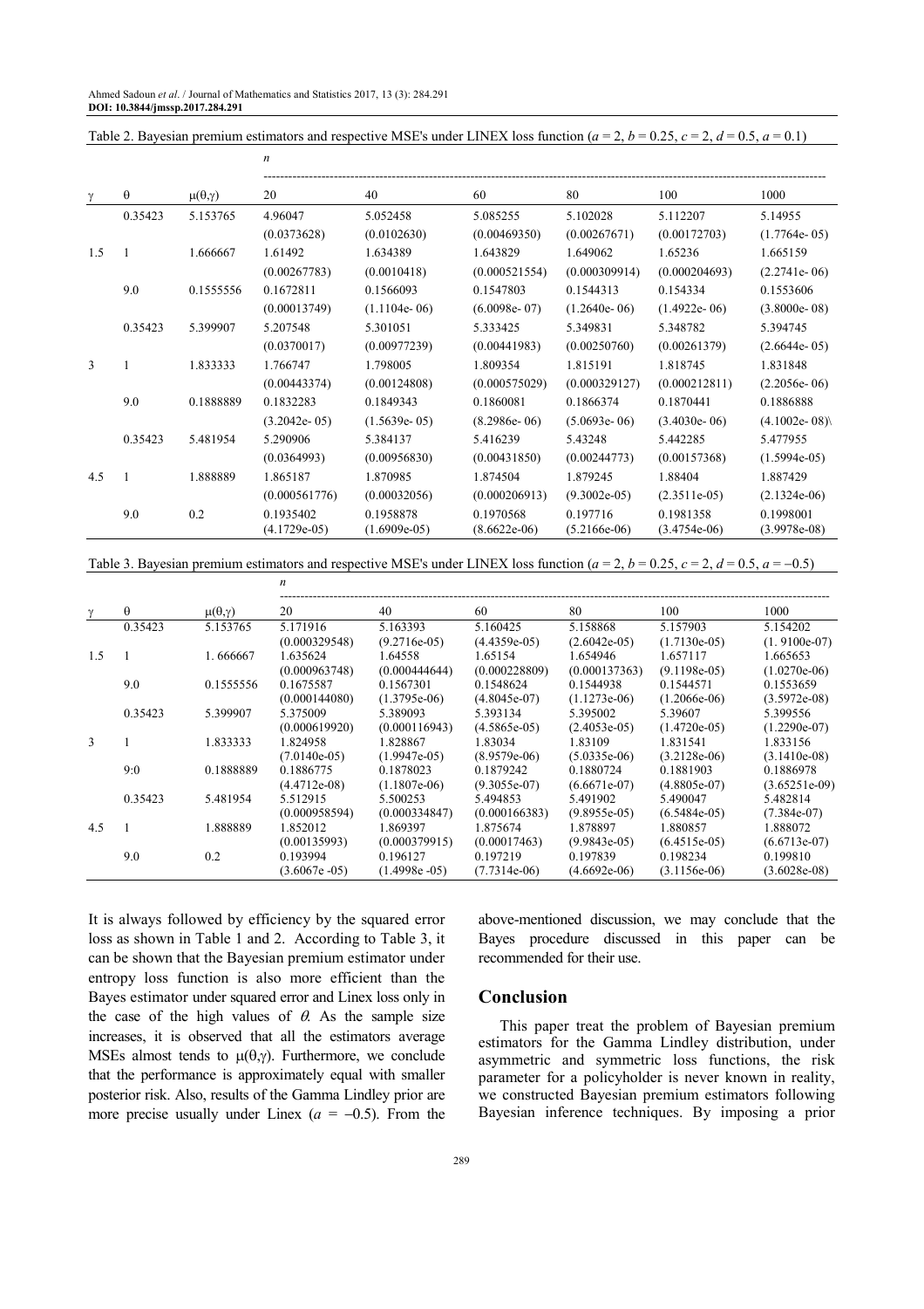Table 2. Bayesian premium estimators and respective MSE's under LINEX loss function ($a = 2$, $b = 0.25$, $c = 2$, $d = 0.5$, $a = 0.1$)

| | | | $n$ | | | | | |
|---|---|---|---|---|---|---|---|---|
| $\gamma$ | $\theta$ | $\mu(\theta,\gamma)$ | 20 | 40 | 60 | 80 | 100 | 1000 |
| | 0.35423 | 5.153765 | 4.96047 | 5.052458 | 5.085255 | 5.102028 | 5.112207 | 5.14955 |
| | | | (0.0373628) | (0.0102630) | (0.00469350) | (0.00267671) | (0.00172703) | (1.7764e- 05) |
| 1.5 | 1 | 1.666667 | 1.61492 | 1.634389 | 1.643829 | 1.649062 | 1.65236 | 1.665159 |
| | | | (0.00267783) | (0.0010418) | (0.000521554) | (0.000309914) | (0.000204693) | (2.2741e- 06) |
| | 9.0 | 0.1555556 | 0.1672811 | 0.1566093 | 0.1547803 | 0.1544313 | 0.154334 | 0.1553606 |
| | | | (0.00013749) | (1.1104e- 06) | (6.0098e- 07) | (1.2640e- 06) | (1.4922e- 06) | (3.8000e- 08) |
| | 0.35423 | 5.399907 | 5.207548 | 5.301051 | 5.333425 | 5.349831 | 5.348782 | 5.394745 |
| | | | (0.0370017) | (0.00977239) | (0.00441983) | (0.00250760) | (0.00261379) | (2.6644e- 05) |
| 3 | 1 | 1.833333 | 1.766747 | 1.798005 | 1.809354 | 1.815191 | 1.818745 | 1.831848 |
| | | | (0.00443374) | (0.00124808) | (0.000575029) | (0.000329127) | (0.000212811) | (2.2056e- 06) |
| | 9.0 | 0.1888889 | 0.1832283 | 0.1849343 | 0.1860081 | 0.1866374 | 0.1870441 | 0.1886888 |
| | | | (3.2042e- 05) | (1.5639e- 05) | (8.2986e- 06) | (5.0693e- 06) | (3.4030e- 06) | (4.1002e- 08)\ |
| | 0.35423 | 5.481954 | 5.290906 | 5.384137 | 5.416239 | 5.43248 | 5.442285 | 5.477955 |
| | | | (0.0364993) | (0.00956830) | (0.00431850) | (0.00244773) | (0.00157368) | (1.5994e-05) |
| 4.5 | 1 | 1.888889 | 1.865187 | 1.870985 | 1.874504 | 1.879245 | 1.88404 | 1.887429 |
| | | | (0.000561776) | (0.00032056) | (0.000206913) | (9.3002e-05) | (2.3511e-05) | (2.1324e-06) |
| | 9.0 | 0.2 | 0.1935402 | 0.1958878 | 0.1970568 | 0.197716 | 0.1981358 | 0.1998001 |
| | | | (4.1729e-05) | (1.6909e-05) | (8.6622e-06) | (5.2166e-06) | (3.4754e-06) | (3.9978e-08) |

Table 3. Bayesian premium estimators and respective MSE's under LINEX loss function ($a = 2$, $b = 0.25$, $c = 2$, $d = 0.5$, $a = -0.5$)

| | | | $n$ | | | | | |
|---|---|---|---|---|---|---|---|---|
| $\gamma$ | $\theta$ | $\mu(\theta,\gamma)$ | 20 | 40 | 60 | 80 | 100 | 1000 |
| | 0.35423 | 5.153765 | 5.171916 | 5.163393 | 5.160425 | 5.158868 | 5.157903 | 5.154202 |
| | | | (0.000329548) | (9.2716e-05) | (4.4359e-05) | (2.6042e-05) | (1.7130e-05) | (1. 9100e-07) |
| 1.5 | 1 | 1. 666667 | 1.635624 | 1.64558 | 1.65154 | 1.654946 | 1.657117 | 1.665653 |
| | | | (0.000963748) | (0.000444644) | (0.000228809) | (0.000137363) | (9.1198e-05) | (1.0270e-06) |
| | 9.0 | 0.1555556 | 0.1675587 | 0.1567301 | 0.1548624 | 0.1544938 | 0.1544571 | 0.1553659 |
| | | | (0.000144080) | (1.3795e-06) | (4.8045e-07) | (1.1273e-06) | (1.2066e-06) | (3.5972e-08) |
| | 0.35423 | 5.399907 | 5.375009 | 5.389093 | 5.393134 | 5.395002 | 5.39607 | 5.399556 |
| | | | (0.000619920) | (0.000116943) | (4.5865e-05) | (2.4053e-05) | (1.4720e-05) | (1.2290e-07) |
| 3 | 1 | 1.833333 | 1.824958 | 1.828867 | 1.83034 | 1.83109 | 1.831541 | 1.833156 |
| | | | (7.0140e-05) | (1.9947e-05) | (8.9579e-06) | (5.0335e-06) | (3.2128e-06) | (3.1410e-08) |
| | 9:0 | 0.1888889 | 0.1886775 | 0.1878023 | 0.1879242 | 0.1880724 | 0.1881903 | 0.1886978 |
| | | | (4.4712e-08) | (1.1807e-06) | (9.3055e-07) | (6.6671e-07) | (4.8805e-07) | (3.65251e-09) |
| | 0.35423 | 5.481954 | 5.512915 | 5.500253 | 5.494853 | 5.491902 | 5.490047 | 5.482814 |
| | | | (0.000958594) | (0.000334847) | (0.000166383) | (9.8955e-05) | (6.5484e-05) | (7.384e-07) |
| 4.5 | 1 | 1.888889 | 1.852012 | 1.869397 | 1.875674 | 1.878897 | 1.880857 | 1.888072 |
| | | | (0.00135993) | (0.000379915) | (0.00017463) | (9.9843e-05) | (6.4515e-05) | (6.6713e-07) |
| | 9.0 | 0.2 | 0.193994 | 0.196127 | 0.197219 | 0.197839 | 0.198234 | 0.199810 |
| | | | (3.6067e -05) | (1.4998e -05) | (7.7314e-06) | (4.6692e-06) | (3.1156e-06) | (3.6028e-08) |

It is always followed by efficiency by the squared error loss as shown in Table 1 and 2. According to Table 3, it can be shown that the Bayesian premium estimator under entropy loss function is also more efficient than the Bayes estimator under squared error and Linex loss only in the case of the high values of $\theta$. As the sample size increases, it is observed that all the estimators average MSEs almost tends to $\mu(\theta,\gamma)$. Furthermore, we conclude that the performance is approximately equal with smaller posterior risk. Also, results of the Gamma Lindley prior are more precise usually under Linex ($a = -0.5$). From the above-mentioned discussion, we may conclude that the Bayes procedure discussed in this paper can be recommended for their use.

## Conclusion

This paper treat the problem of Bayesian premium estimators for the Gamma Lindley distribution, under asymmetric and symmetric loss functions, the risk parameter for a policyholder is never known in reality, we constructed Bayesian premium estimators following Bayesian inference techniques. By imposing a prior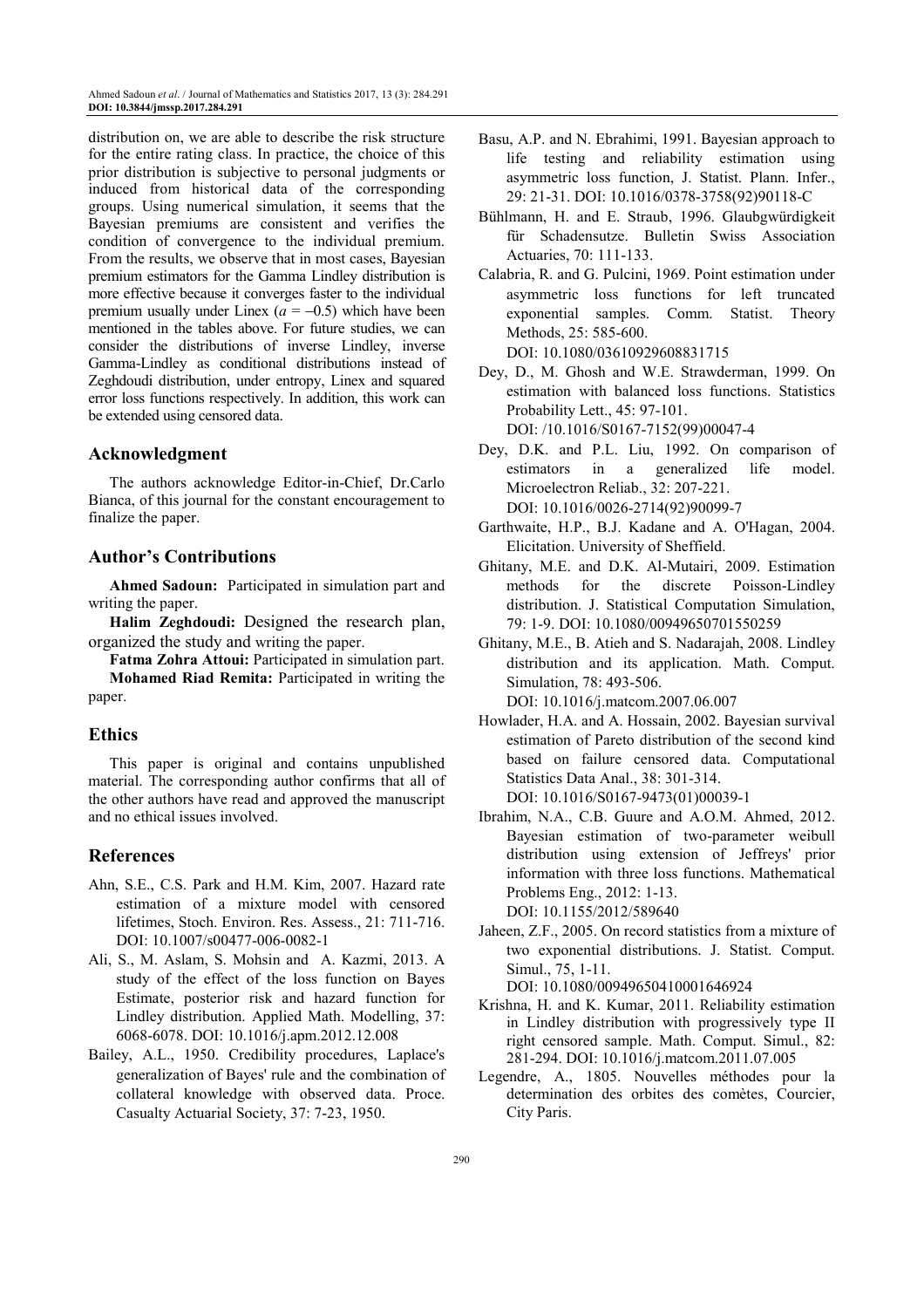distribution on, we are able to describe the risk structure for the entire rating class. In practice, the choice of this prior distribution is subjective to personal judgments or induced from historical data of the corresponding groups. Using numerical simulation, it seems that the Bayesian premiums are consistent and verifies the condition of convergence to the individual premium. From the results, we observe that in most cases, Bayesian premium estimators for the Gamma Lindley distribution is more effective because it converges faster to the individual premium usually under Linex ($a = -0.5$) which have been mentioned in the tables above. For future studies, we can consider the distributions of inverse Lindley, inverse Gamma-Lindley as conditional distributions instead of Zeghdoudi distribution, under entropy, Linex and squared error loss functions respectively. In addition, this work can be extended using censored data.

## Acknowledgment

The authors acknowledge Editor-in-Chief, Dr.Carlo Bianca, of this journal for the constant encouragement to finalize the paper.

## Author's Contributions

**Ahmed Sadoun:** Participated in simulation part and writing the paper.

**Halim Zeghdoudi:** Designed the research plan, organized the study and writing the paper.

**Fatma Zohra Attoui:** Participated in simulation part.

**Mohamed Riad Remita:** Participated in writing the paper.

## Ethics

This paper is original and contains unpublished material. The corresponding author confirms that all of the other authors have read and approved the manuscript and no ethical issues involved.

## References

Ahn, S.E., C.S. Park and H.M. Kim, 2007. Hazard rate estimation of a mixture model with censored lifetimes, Stoch. Environ. Res. Assess., 21: 711-716. DOI: 10.1007/s00477-006-0082-1

Ali, S., M. Aslam, S. Mohsin and A. Kazmi, 2013. A study of the effect of the loss function on Bayes Estimate, posterior risk and hazard function for Lindley distribution. Applied Math. Modelling, 37: 6068-6078. DOI: 10.1016/j.apm.2012.12.008

Bailey, A.L., 1950. Credibility procedures, Laplace's generalization of Bayes' rule and the combination of collateral knowledge with observed data. Proce. Casualty Actuarial Society, 37: 7-23, 1950.

Basu, A.P. and N. Ebrahimi, 1991. Bayesian approach to life testing and reliability estimation using asymmetric loss function, J. Statist. Plann. Infer., 29: 21-31. DOI: 10.1016/0378-3758(92)90118-C

Bühlmann, H. and E. Straub, 1996. Glaubgwürdigkeit für Schadensutze. Bulletin Swiss Association Actuaries, 70: 111-133.

Calabria, R. and G. Pulcini, 1969. Point estimation under asymmetric loss functions for left truncated exponential samples. Comm. Statist. Theory Methods, 25: 585-600. DOI: 10.1080/03610929608831715

Dey, D., M. Ghosh and W.E. Strawderman, 1999. On estimation with balanced loss functions. Statistics Probability Lett., 45: 97-101. DOI: /10.1016/S0167-7152(99)00047-4

Dey, D.K. and P.L. Liu, 1992. On comparison of estimators in a generalized life model. Microelectron Reliab., 32: 207-221. DOI: 10.1016/0026-2714(92)90099-7

Garthwaite, H.P., B.J. Kadane and A. O'Hagan, 2004. Elicitation. University of Sheffield.

Ghitany, M.E. and D.K. Al-Mutairi, 2009. Estimation methods for the discrete Poisson-Lindley distribution. J. Statistical Computation Simulation, 79: 1-9. DOI: 10.1080/00949650701550259

Ghitany, M.E., B. Atieh and S. Nadarajah, 2008. Lindley distribution and its application. Math. Comput. Simulation, 78: 493-506. DOI: 10.1016/j.matcom.2007.06.007

Howlader, H.A. and A. Hossain, 2002. Bayesian survival estimation of Pareto distribution of the second kind based on failure censored data. Computational Statistics Data Anal., 38: 301-314. DOI: 10.1016/S0167-9473(01)00039-1

Ibrahim, N.A., C.B. Guure and A.O.M. Ahmed, 2012. Bayesian estimation of two-parameter weibull distribution using extension of Jeffreys' prior information with three loss functions. Mathematical Problems Eng., 2012: 1-13. DOI: 10.1155/2012/589640

Jaheen, Z.F., 2005. On record statistics from a mixture of two exponential distributions. J. Statist. Comput. Simul., 75, 1-11. DOI: 10.1080/00949650410001646924

Krishna, H. and K. Kumar, 2011. Reliability estimation in Lindley distribution with progressively type II right censored sample. Math. Comput. Simul., 82: 281-294. DOI: 10.1016/j.matcom.2011.07.005

Legendre, A., 1805. Nouvelles méthodes pour la determination des orbites des comètes, Courcier, City Paris.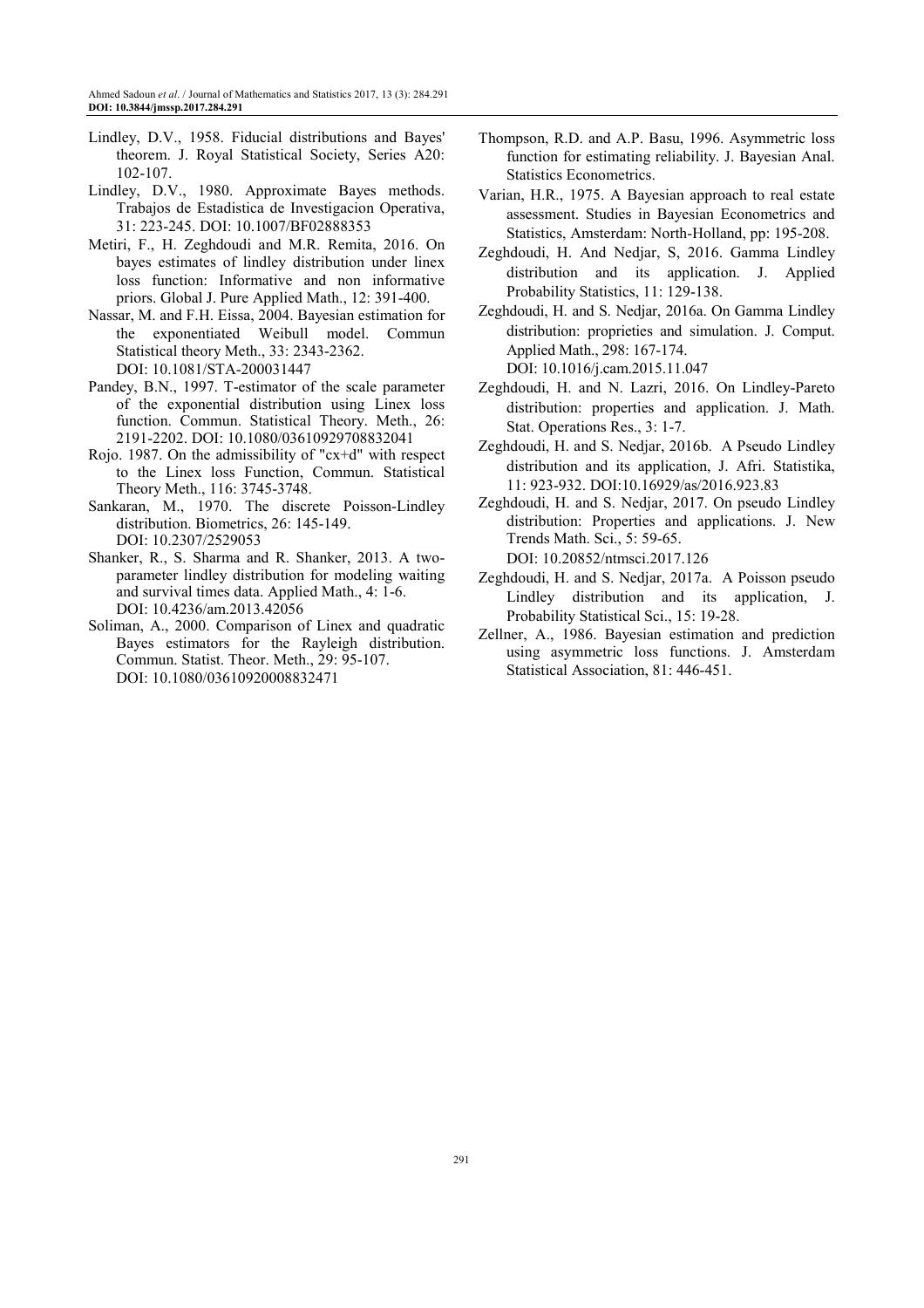Lindley, D.V., 1958. Fiducial distributions and Bayes' theorem. J. Royal Statistical Society, Series A20: 102-107.

Lindley, D.V., 1980. Approximate Bayes methods. Trabajos de Estadistica de Investigacion Operativa, 31: 223-245. DOI: 10.1007/BF02888353

Metiri, F., H. Zeghdoudi and M.R. Remita, 2016. On bayes estimates of lindley distribution under linex loss function: Informative and non informative priors. Global J. Pure Applied Math., 12: 391-400.

Nassar, M. and F.H. Eissa, 2004. Bayesian estimation for the exponentiated Weibull model. Commun Statistical theory Meth., 33: 2343-2362. DOI: 10.1081/STA-200031447

Pandey, B.N., 1997. T-estimator of the scale parameter of the exponential distribution using Linex loss function. Commun. Statistical Theory. Meth., 26: 2191-2202. DOI: 10.1080/03610929708832041

Rojo. 1987. On the admissibility of "cx+d" with respect to the Linex loss Function, Commun. Statistical Theory Meth., 116: 3745-3748.

Sankaran, M., 1970. The discrete Poisson-Lindley distribution. Biometrics, 26: 145-149. DOI: 10.2307/2529053

Shanker, R., S. Sharma and R. Shanker, 2013. A two-parameter lindley distribution for modeling waiting and survival times data. Applied Math., 4: 1-6. DOI: 10.4236/am.2013.42056

Soliman, A., 2000. Comparison of Linex and quadratic Bayes estimators for the Rayleigh distribution. Commun. Statist. Theor. Meth., 29: 95-107. DOI: 10.1080/03610920008832471

Thompson, R.D. and A.P. Basu, 1996. Asymmetric loss function for estimating reliability. J. Bayesian Anal. Statistics Econometrics.

Varian, H.R., 1975. A Bayesian approach to real estate assessment. Studies in Bayesian Econometrics and Statistics, Amsterdam: North-Holland, pp: 195-208.

Zeghdoudi, H. And Nedjar, S, 2016. Gamma Lindley distribution and its application. J. Applied Probability Statistics, 11: 129-138.

Zeghdoudi, H. and S. Nedjar, 2016a. On Gamma Lindley distribution: proprieties and simulation. J. Comput. Applied Math., 298: 167-174. DOI: 10.1016/j.cam.2015.11.047

Zeghdoudi, H. and N. Lazri, 2016. On Lindley-Pareto distribution: properties and application. J. Math. Stat. Operations Res., 3: 1-7.

Zeghdoudi, H. and S. Nedjar, 2016b. A Pseudo Lindley distribution and its application, J. Afri. Statistika, 11: 923-932. DOI:10.16929/as/2016.923.83

Zeghdoudi, H. and S. Nedjar, 2017. On pseudo Lindley distribution: Properties and applications. J. New Trends Math. Sci., 5: 59-65. DOI: 10.20852/ntmsci.2017.126

Zeghdoudi, H. and S. Nedjar, 2017a. A Poisson pseudo Lindley distribution and its application, J. Probability Statistical Sci., 15: 19-28.

Zellner, A., 1986. Bayesian estimation and prediction using asymmetric loss functions. J. Amsterdam Statistical Association, 81: 446-451.